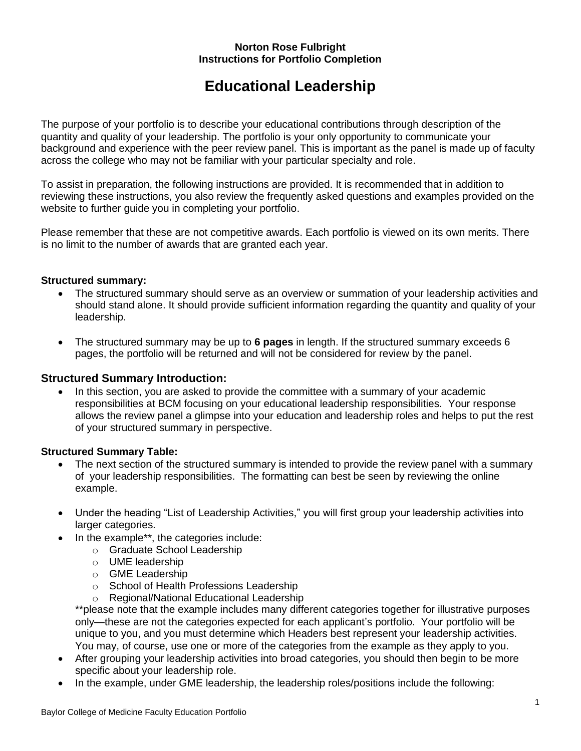**Norton Rose Fulbright**
**Instructions for Portfolio Completion**

# Educational Leadership

The purpose of your portfolio is to describe your educational contributions through description of the quantity and quality of your leadership. The portfolio is your only opportunity to communicate your background and experience with the peer review panel. This is important as the panel is made up of faculty across the college who may not be familiar with your particular specialty and role.

To assist in preparation, the following instructions are provided. It is recommended that in addition to reviewing these instructions, you also review the frequently asked questions and examples provided on the website to further guide you in completing your portfolio.

Please remember that these are not competitive awards. Each portfolio is viewed on its own merits. There is no limit to the number of awards that are granted each year.

**Structured summary:**

- The structured summary should serve as an overview or summation of your leadership activities and should stand alone. It should provide sufficient information regarding the quantity and quality of your leadership.
- The structured summary may be up to **6 pages** in length. If the structured summary exceeds 6 pages, the portfolio will be returned and will not be considered for review by the panel.

## Structured Summary Introduction:

- In this section, you are asked to provide the committee with a summary of your academic responsibilities at BCM focusing on your educational leadership responsibilities. Your response allows the review panel a glimpse into your education and leadership roles and helps to put the rest of your structured summary in perspective.

**Structured Summary Table:**

- The next section of the structured summary is intended to provide the review panel with a summary of your leadership responsibilities. The formatting can best be seen by reviewing the online example.
- Under the heading "List of Leadership Activities," you will first group your leadership activities into larger categories.
- In the example**, the categories include:
  - Graduate School Leadership
  - UME leadership
  - GME Leadership
  - School of Health Professions Leadership
  - Regional/National Educational Leadership

  **please note that the example includes many different categories together for illustrative purposes only—these are not the categories expected for each applicant's portfolio. Your portfolio will be unique to you, and you must determine which Headers best represent your leadership activities. You may, of course, use one or more of the categories from the example as they apply to you.
- After grouping your leadership activities into broad categories, you should then begin to be more specific about your leadership role.
- In the example, under GME leadership, the leadership roles/positions include the following: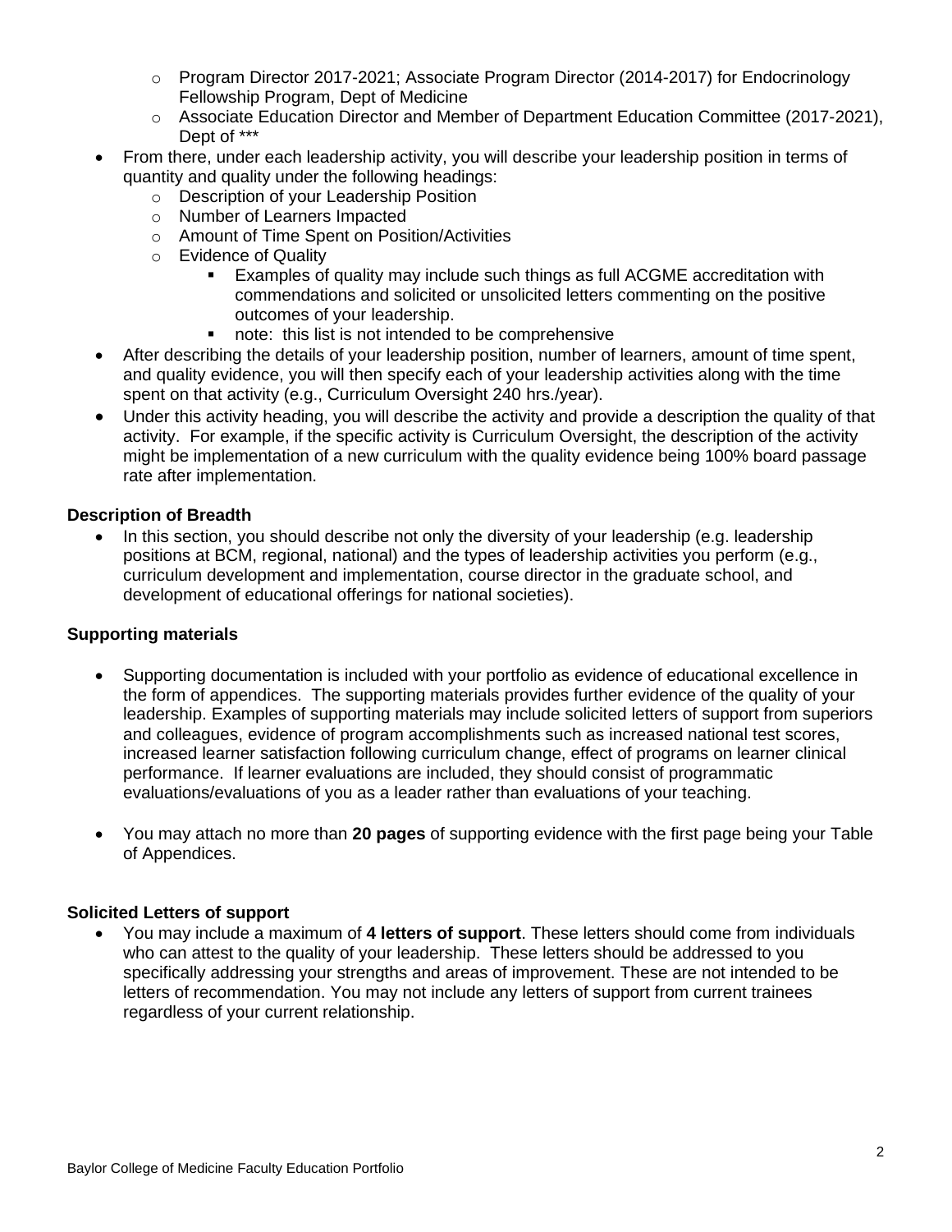- Program Director 2017-2021; Associate Program Director (2014-2017) for Endocrinology Fellowship Program, Dept of Medicine
  - Associate Education Director and Member of Department Education Committee (2017-2021), Dept of ***
- From there, under each leadership activity, you will describe your leadership position in terms of quantity and quality under the following headings:
  - Description of your Leadership Position
  - Number of Learners Impacted
  - Amount of Time Spent on Position/Activities
  - Evidence of Quality
    - Examples of quality may include such things as full ACGME accreditation with commendations and solicited or unsolicited letters commenting on the positive outcomes of your leadership.
    - note: this list is not intended to be comprehensive
- After describing the details of your leadership position, number of learners, amount of time spent, and quality evidence, you will then specify each of your leadership activities along with the time spent on that activity (e.g., Curriculum Oversight 240 hrs./year).
- Under this activity heading, you will describe the activity and provide a description the quality of that activity. For example, if the specific activity is Curriculum Oversight, the description of the activity might be implementation of a new curriculum with the quality evidence being 100% board passage rate after implementation.

**Description of Breadth**

- In this section, you should describe not only the diversity of your leadership (e.g. leadership positions at BCM, regional, national) and the types of leadership activities you perform (e.g., curriculum development and implementation, course director in the graduate school, and development of educational offerings for national societies).

**Supporting materials**

- Supporting documentation is included with your portfolio as evidence of educational excellence in the form of appendices. The supporting materials provides further evidence of the quality of your leadership. Examples of supporting materials may include solicited letters of support from superiors and colleagues, evidence of program accomplishments such as increased national test scores, increased learner satisfaction following curriculum change, effect of programs on learner clinical performance. If learner evaluations are included, they should consist of programmatic evaluations/evaluations of you as a leader rather than evaluations of your teaching.

- You may attach no more than **20 pages** of supporting evidence with the first page being your Table of Appendices.

**Solicited Letters of support**

- You may include a maximum of **4 letters of support**. These letters should come from individuals who can attest to the quality of your leadership. These letters should be addressed to you specifically addressing your strengths and areas of improvement. These are not intended to be letters of recommendation. You may not include any letters of support from current trainees regardless of your current relationship.